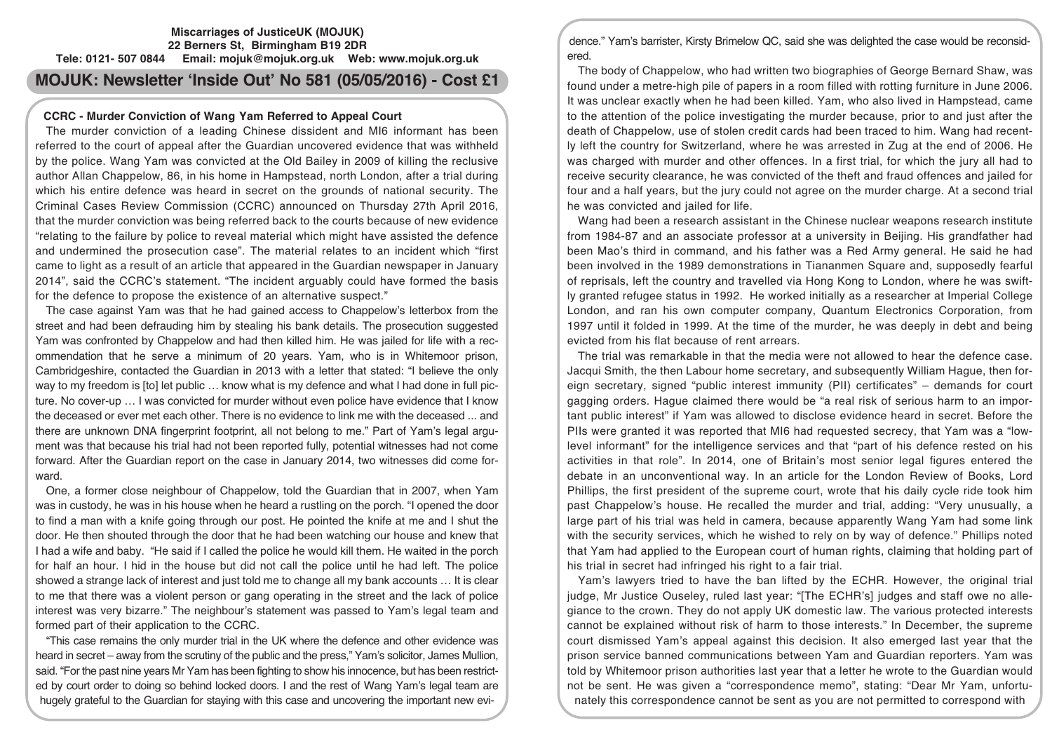**Miscarriages of JusticeUK (MOJUK)**
**22 Berners St, Birmingham B19 2DR**
**Tele: 0121- 507 0844 Email: mojuk@mojuk.org.uk Web: www.mojuk.org.uk**

# MOJUK: Newsletter 'Inside Out' No 581 (05/05/2016) - Cost £1

## CCRC - Murder Conviction of Wang Yam Referred to Appeal Court

The murder conviction of a leading Chinese dissident and MI6 informant has been referred to the court of appeal after the Guardian uncovered evidence that was withheld by the police. Wang Yam was convicted at the Old Bailey in 2009 of killing the reclusive author Allan Chappelow, 86, in his home in Hampstead, north London, after a trial during which his entire defence was heard in secret on the grounds of national security. The Criminal Cases Review Commission (CCRC) announced on Thursday 27th April 2016, that the murder conviction was being referred back to the courts because of new evidence "relating to the failure by police to reveal material which might have assisted the defence and undermined the prosecution case". The material relates to an incident which "first came to light as a result of an article that appeared in the Guardian newspaper in January 2014", said the CCRC's statement. "The incident arguably could have formed the basis for the defence to propose the existence of an alternative suspect."

The case against Yam was that he had gained access to Chappelow's letterbox from the street and had been defrauding him by stealing his bank details. The prosecution suggested Yam was confronted by Chappelow and had then killed him. He was jailed for life with a recommendation that he serve a minimum of 20 years. Yam, who is in Whitemoor prison, Cambridgeshire, contacted the Guardian in 2013 with a letter that stated: "I believe the only way to my freedom is [to] let public … know what is my defence and what I had done in full picture. No cover-up … I was convicted for murder without even police have evidence that I know the deceased or ever met each other. There is no evidence to link me with the deceased ... and there are unknown DNA fingerprint footprint, all not belong to me." Part of Yam's legal argument was that because his trial had not been reported fully, potential witnesses had not come forward. After the Guardian report on the case in January 2014, two witnesses did come forward.

One, a former close neighbour of Chappelow, told the Guardian that in 2007, when Yam was in custody, he was in his house when he heard a rustling on the porch. "I opened the door to find a man with a knife going through our post. He pointed the knife at me and I shut the door. He then shouted through the door that he had been watching our house and knew that I had a wife and baby. "He said if I called the police he would kill them. He waited in the porch for half an hour. I hid in the house but did not call the police until he had left. The police showed a strange lack of interest and just told me to change all my bank accounts … It is clear to me that there was a violent person or gang operating in the street and the lack of police interest was very bizarre." The neighbour's statement was passed to Yam's legal team and formed part of their application to the CCRC.

"This case remains the only murder trial in the UK where the defence and other evidence was heard in secret – away from the scrutiny of the public and the press," Yam's solicitor, James Mullion, said. "For the past nine years Mr Yam has been fighting to show his innocence, but has been restricted by court order to doing so behind locked doors. I and the rest of Wang Yam's legal team are hugely grateful to the Guardian for staying with this case and uncovering the important new evidence." Yam's barrister, Kirsty Brimelow QC, said she was delighted the case would be reconsidered.

The body of Chappelow, who had written two biographies of George Bernard Shaw, was found under a metre-high pile of papers in a room filled with rotting furniture in June 2006. It was unclear exactly when he had been killed. Yam, who also lived in Hampstead, came to the attention of the police investigating the murder because, prior to and just after the death of Chappelow, use of stolen credit cards had been traced to him. Wang had recently left the country for Switzerland, where he was arrested in Zug at the end of 2006. He was charged with murder and other offences. In a first trial, for which the jury all had to receive security clearance, he was convicted of the theft and fraud offences and jailed for four and a half years, but the jury could not agree on the murder charge. At a second trial he was convicted and jailed for life.

Wang had been a research assistant in the Chinese nuclear weapons research institute from 1984-87 and an associate professor at a university in Beijing. His grandfather had been Mao's third in command, and his father was a Red Army general. He said he had been involved in the 1989 demonstrations in Tiananmen Square and, supposedly fearful of reprisals, left the country and travelled via Hong Kong to London, where he was swiftly granted refugee status in 1992. He worked initially as a researcher at Imperial College London, and ran his own computer company, Quantum Electronics Corporation, from 1997 until it folded in 1999. At the time of the murder, he was deeply in debt and being evicted from his flat because of rent arrears.

The trial was remarkable in that the media were not allowed to hear the defence case. Jacqui Smith, the then Labour home secretary, and subsequently William Hague, then foreign secretary, signed "public interest immunity (PII) certificates" – demands for court gagging orders. Hague claimed there would be "a real risk of serious harm to an important public interest" if Yam was allowed to disclose evidence heard in secret. Before the PIIs were granted it was reported that MI6 had requested secrecy, that Yam was a "low-level informant" for the intelligence services and that "part of his defence rested on his activities in that role". In 2014, one of Britain's most senior legal figures entered the debate in an unconventional way. In an article for the London Review of Books, Lord Phillips, the first president of the supreme court, wrote that his daily cycle ride took him past Chappelow's house. He recalled the murder and trial, adding: "Very unusually, a large part of his trial was held in camera, because apparently Wang Yam had some link with the security services, which he wished to rely on by way of defence." Phillips noted that Yam had applied to the European court of human rights, claiming that holding part of his trial in secret had infringed his right to a fair trial.

Yam's lawyers tried to have the ban lifted by the ECHR. However, the original trial judge, Mr Justice Ouseley, ruled last year: "[The ECHR's] judges and staff owe no allegiance to the crown. They do not apply UK domestic law. The various protected interests cannot be explained without risk of harm to those interests." In December, the supreme court dismissed Yam's appeal against this decision. It also emerged last year that the prison service banned communications between Yam and Guardian reporters. Yam was told by Whitemoor prison authorities last year that a letter he wrote to the Guardian would not be sent. He was given a "correspondence memo", stating: "Dear Mr Yam, unfortunately this correspondence cannot be sent as you are not permitted to correspond with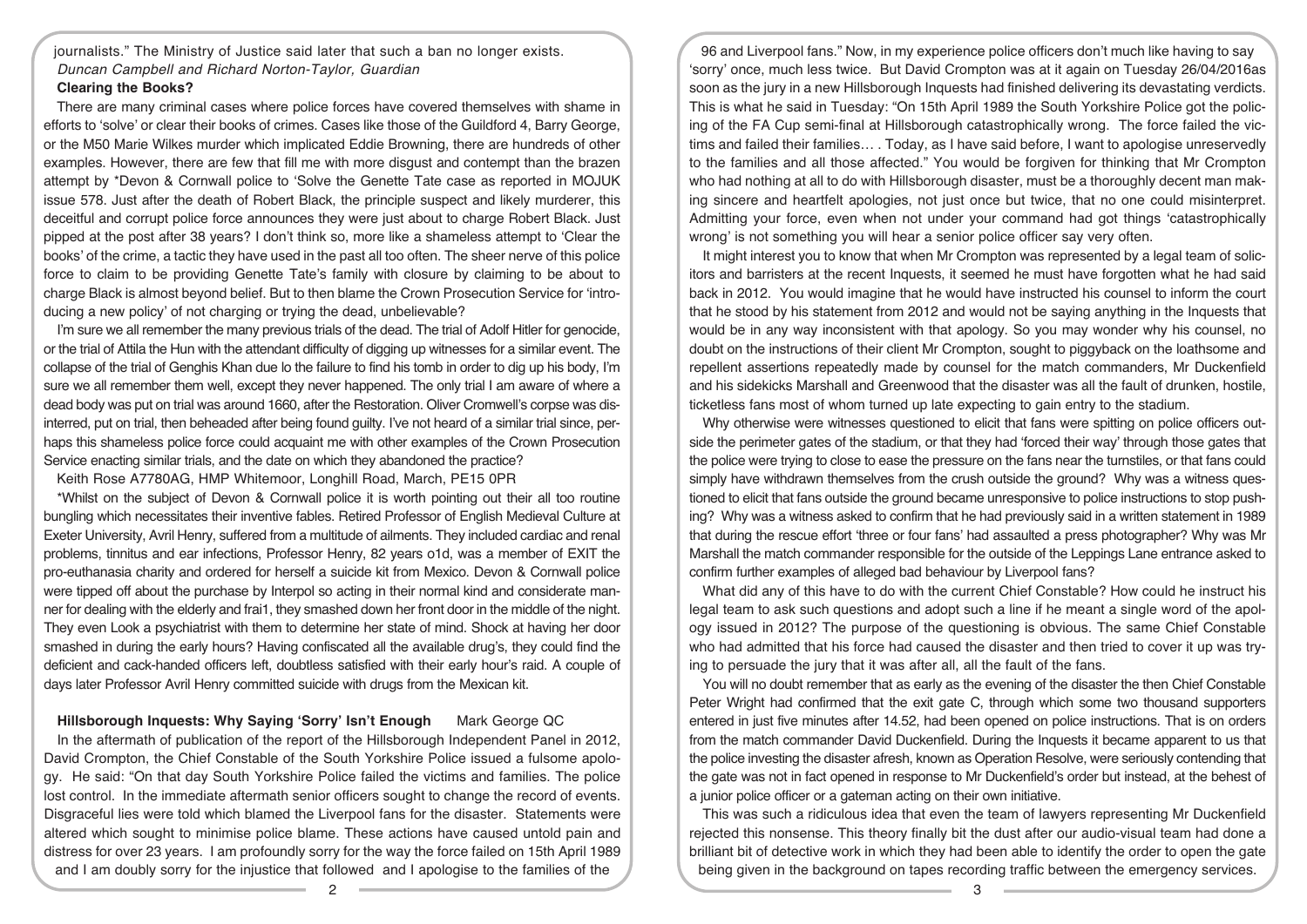journalists." The Ministry of Justice said later that such a ban no longer exists.

*Duncan Campbell and Richard Norton-Taylor, Guardian*

**Clearing the Books?**

There are many criminal cases where police forces have covered themselves with shame in efforts to 'solve' or clear their books of crimes. Cases like those of the Guildford 4, Barry George, or the M50 Marie Wilkes murder which implicated Eddie Browning, there are hundreds of other examples. However, there are few that fill me with more disgust and contempt than the brazen attempt by *Devon & Cornwall police to 'Solve the Genette Tate case as reported in MOJUK issue 578. Just after the death of Robert Black, the principle suspect and likely murderer, this deceitful and corrupt police force announces they were just about to charge Robert Black. Just pipped at the post after 38 years? I don't think so, more like a shameless attempt to 'Clear the books' of the crime, a tactic they have used in the past all too often. The sheer nerve of this police force to claim to be providing Genette Tate's family with closure by claiming to be about to charge Black is almost beyond belief. But to then blame the Crown Prosecution Service for 'introducing a new policy' of not charging or trying the dead, unbelievable?

I'm sure we all remember the many previous trials of the dead. The trial of Adolf Hitler for genocide, or the trial of Attila the Hun with the attendant difficulty of digging up witnesses for a similar event. The collapse of the trial of Genghis Khan due lo the failure to find his tomb in order to dig up his body, I'm sure we all remember them well, except they never happened. The only trial I am aware of where a dead body was put on trial was around 1660, after the Restoration. Oliver Cromwell's corpse was disinterred, put on trial, then beheaded after being found guilty. I've not heard of a similar trial since, perhaps this shameless police force could acquaint me with other examples of the Crown Prosecution Service enacting similar trials, and the date on which they abandoned the practice?

Keith Rose A7780AG, HMP Whitemoor, Longhill Road, March, PE15 0PR

*Whilst on the subject of Devon & Cornwall police it is worth pointing out their all too routine bungling which necessitates their inventive fables. Retired Professor of English Medieval Culture at Exeter University, Avril Henry, suffered from a multitude of ailments. They included cardiac and renal problems, tinnitus and ear infections, Professor Henry, 82 years o1d, was a member of EXIT the pro-euthanasia charity and ordered for herself a suicide kit from Mexico. Devon & Cornwall police were tipped off about the purchase by Interpol so acting in their normal kind and considerate manner for dealing with the elderly and frai1, they smashed down her front door in the middle of the night. They even Look a psychiatrist with them to determine her state of mind. Shock at having her door smashed in during the early hours? Having confiscated all the available drug's, they could find the deficient and cack-handed officers left, doubtless satisfied with their early hour's raid. A couple of days later Professor Avril Henry committed suicide with drugs from the Mexican kit.

**Hillsborough Inquests: Why Saying 'Sorry' Isn't Enough** Mark George QC

In the aftermath of publication of the report of the Hillsborough Independent Panel in 2012, David Crompton, the Chief Constable of the South Yorkshire Police issued a fulsome apology. He said: "On that day South Yorkshire Police failed the victims and families. The police lost control. In the immediate aftermath senior officers sought to change the record of events. Disgraceful lies were told which blamed the Liverpool fans for the disaster. Statements were altered which sought to minimise police blame. These actions have caused untold pain and distress for over 23 years. I am profoundly sorry for the way the force failed on 15th April 1989 and I am doubly sorry for the injustice that followed and I apologise to the families of the 96 and Liverpool fans." Now, in my experience police officers don't much like having to say 'sorry' once, much less twice. But David Crompton was at it again on Tuesday 26/04/2016as soon as the jury in a new Hillsborough Inquests had finished delivering its devastating verdicts. This is what he said in Tuesday: "On 15th April 1989 the South Yorkshire Police got the policing of the FA Cup semi-final at Hillsborough catastrophically wrong. The force failed the victims and failed their families… . Today, as I have said before, I want to apologise unreservedly to the families and all those affected." You would be forgiven for thinking that Mr Crompton who had nothing at all to do with Hillsborough disaster, must be a thoroughly decent man making sincere and heartfelt apologies, not just once but twice, that no one could misinterpret. Admitting your force, even when not under your command had got things 'catastrophically wrong' is not something you will hear a senior police officer say very often.

It might interest you to know that when Mr Crompton was represented by a legal team of solicitors and barristers at the recent Inquests, it seemed he must have forgotten what he had said back in 2012. You would imagine that he would have instructed his counsel to inform the court that he stood by his statement from 2012 and would not be saying anything in the Inquests that would be in any way inconsistent with that apology. So you may wonder why his counsel, no doubt on the instructions of their client Mr Crompton, sought to piggyback on the loathsome and repellent assertions repeatedly made by counsel for the match commanders, Mr Duckenfield and his sidekicks Marshall and Greenwood that the disaster was all the fault of drunken, hostile, ticketless fans most of whom turned up late expecting to gain entry to the stadium.

Why otherwise were witnesses questioned to elicit that fans were spitting on police officers outside the perimeter gates of the stadium, or that they had 'forced their way' through those gates that the police were trying to close to ease the pressure on the fans near the turnstiles, or that fans could simply have withdrawn themselves from the crush outside the ground? Why was a witness questioned to elicit that fans outside the ground became unresponsive to police instructions to stop pushing? Why was a witness asked to confirm that he had previously said in a written statement in 1989 that during the rescue effort 'three or four fans' had assaulted a press photographer? Why was Mr Marshall the match commander responsible for the outside of the Leppings Lane entrance asked to confirm further examples of alleged bad behaviour by Liverpool fans?

What did any of this have to do with the current Chief Constable? How could he instruct his legal team to ask such questions and adopt such a line if he meant a single word of the apology issued in 2012? The purpose of the questioning is obvious. The same Chief Constable who had admitted that his force had caused the disaster and then tried to cover it up was trying to persuade the jury that it was after all, all the fault of the fans.

You will no doubt remember that as early as the evening of the disaster the then Chief Constable Peter Wright had confirmed that the exit gate C, through which some two thousand supporters entered in just five minutes after 14.52, had been opened on police instructions. That is on orders from the match commander David Duckenfield. During the Inquests it became apparent to us that the police investing the disaster afresh, known as Operation Resolve, were seriously contending that the gate was not in fact opened in response to Mr Duckenfield's order but instead, at the behest of a junior police officer or a gateman acting on their own initiative.

This was such a ridiculous idea that even the team of lawyers representing Mr Duckenfield rejected this nonsense. This theory finally bit the dust after our audio-visual team had done a brilliant bit of detective work in which they had been able to identify the order to open the gate being given in the background on tapes recording traffic between the emergency services.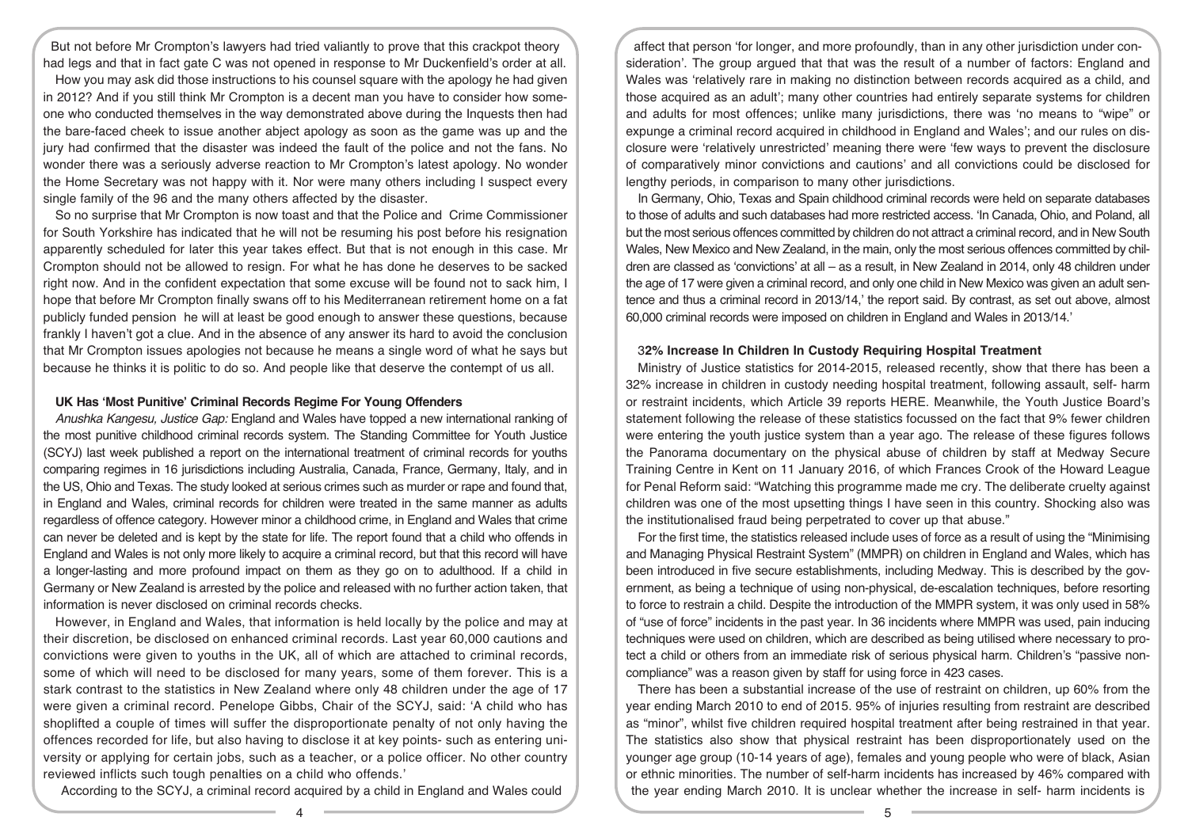But not before Mr Crompton's lawyers had tried valiantly to prove that this crackpot theory had legs and that in fact gate C was not opened in response to Mr Duckenfield's order at all.

How you may ask did those instructions to his counsel square with the apology he had given in 2012? And if you still think Mr Crompton is a decent man you have to consider how someone who conducted themselves in the way demonstrated above during the Inquests then had the bare-faced cheek to issue another abject apology as soon as the game was up and the jury had confirmed that the disaster was indeed the fault of the police and not the fans. No wonder there was a seriously adverse reaction to Mr Crompton's latest apology. No wonder the Home Secretary was not happy with it. Nor were many others including I suspect every single family of the 96 and the many others affected by the disaster.

So no surprise that Mr Crompton is now toast and that the Police and Crime Commissioner for South Yorkshire has indicated that he will not be resuming his post before his resignation apparently scheduled for later this year takes effect. But that is not enough in this case. Mr Crompton should not be allowed to resign. For what he has done he deserves to be sacked right now. And in the confident expectation that some excuse will be found not to sack him, I hope that before Mr Crompton finally swans off to his Mediterranean retirement home on a fat publicly funded pension he will at least be good enough to answer these questions, because frankly I haven't got a clue. And in the absence of any answer its hard to avoid the conclusion that Mr Crompton issues apologies not because he means a single word of what he says but because he thinks it is politic to do so. And people like that deserve the contempt of us all.

### UK Has 'Most Punitive' Criminal Records Regime For Young Offenders

*Anushka Kangesu, Justice Gap:* England and Wales have topped a new international ranking of the most punitive childhood criminal records system. The Standing Committee for Youth Justice (SCYJ) last week published a report on the international treatment of criminal records for youths comparing regimes in 16 jurisdictions including Australia, Canada, France, Germany, Italy, and in the US, Ohio and Texas. The study looked at serious crimes such as murder or rape and found that, in England and Wales, criminal records for children were treated in the same manner as adults regardless of offence category. However minor a childhood crime, in England and Wales that crime can never be deleted and is kept by the state for life. The report found that a child who offends in England and Wales is not only more likely to acquire a criminal record, but that this record will have a longer-lasting and more profound impact on them as they go on to adulthood. If a child in Germany or New Zealand is arrested by the police and released with no further action taken, that information is never disclosed on criminal records checks.

However, in England and Wales, that information is held locally by the police and may at their discretion, be disclosed on enhanced criminal records. Last year 60,000 cautions and convictions were given to youths in the UK, all of which are attached to criminal records, some of which will need to be disclosed for many years, some of them forever. This is a stark contrast to the statistics in New Zealand where only 48 children under the age of 17 were given a criminal record. Penelope Gibbs, Chair of the SCYJ, said: 'A child who has shoplifted a couple of times will suffer the disproportionate penalty of not only having the offences recorded for life, but also having to disclose it at key points- such as entering university or applying for certain jobs, such as a teacher, or a police officer. No other country reviewed inflicts such tough penalties on a child who offends.'

According to the SCYJ, a criminal record acquired by a child in England and Wales could affect that person 'for longer, and more profoundly, than in any other jurisdiction under consideration'. The group argued that that was the result of a number of factors: England and Wales was 'relatively rare in making no distinction between records acquired as a child, and those acquired as an adult'; many other countries had entirely separate systems for children and adults for most offences; unlike many jurisdictions, there was 'no means to "wipe" or expunge a criminal record acquired in childhood in England and Wales'; and our rules on disclosure were 'relatively unrestricted' meaning there were 'few ways to prevent the disclosure of comparatively minor convictions and cautions' and all convictions could be disclosed for lengthy periods, in comparison to many other jurisdictions.

In Germany, Ohio, Texas and Spain childhood criminal records were held on separate databases to those of adults and such databases had more restricted access. 'In Canada, Ohio, and Poland, all but the most serious offences committed by children do not attract a criminal record, and in New South Wales, New Mexico and New Zealand, in the main, only the most serious offences committed by children are classed as 'convictions' at all – as a result, in New Zealand in 2014, only 48 children under the age of 17 were given a criminal record, and only one child in New Mexico was given an adult sentence and thus a criminal record in 2013/14,' the report said. By contrast, as set out above, almost 60,000 criminal records were imposed on children in England and Wales in 2013/14.'

### 32% Increase In Children In Custody Requiring Hospital Treatment

Ministry of Justice statistics for 2014-2015, released recently, show that there has been a 32% increase in children in custody needing hospital treatment, following assault, self- harm or restraint incidents, which Article 39 reports HERE. Meanwhile, the Youth Justice Board's statement following the release of these statistics focussed on the fact that 9% fewer children were entering the youth justice system than a year ago. The release of these figures follows the Panorama documentary on the physical abuse of children by staff at Medway Secure Training Centre in Kent on 11 January 2016, of which Frances Crook of the Howard League for Penal Reform said: "Watching this programme made me cry. The deliberate cruelty against children was one of the most upsetting things I have seen in this country. Shocking also was the institutionalised fraud being perpetrated to cover up that abuse."

For the first time, the statistics released include uses of force as a result of using the "Minimising and Managing Physical Restraint System" (MMPR) on children in England and Wales, which has been introduced in five secure establishments, including Medway. This is described by the government, as being a technique of using non-physical, de-escalation techniques, before resorting to force to restrain a child. Despite the introduction of the MMPR system, it was only used in 58% of "use of force" incidents in the past year. In 36 incidents where MMPR was used, pain inducing techniques were used on children, which are described as being utilised where necessary to protect a child or others from an immediate risk of serious physical harm. Children's "passive non-compliance" was a reason given by staff for using force in 423 cases.

There has been a substantial increase of the use of restraint on children, up 60% from the year ending March 2010 to end of 2015. 95% of injuries resulting from restraint are described as "minor", whilst five children required hospital treatment after being restrained in that year. The statistics also show that physical restraint has been disproportionately used on the younger age group (10-14 years of age), females and young people who were of black, Asian or ethnic minorities. The number of self-harm incidents has increased by 46% compared with the year ending March 2010. It is unclear whether the increase in self- harm incidents is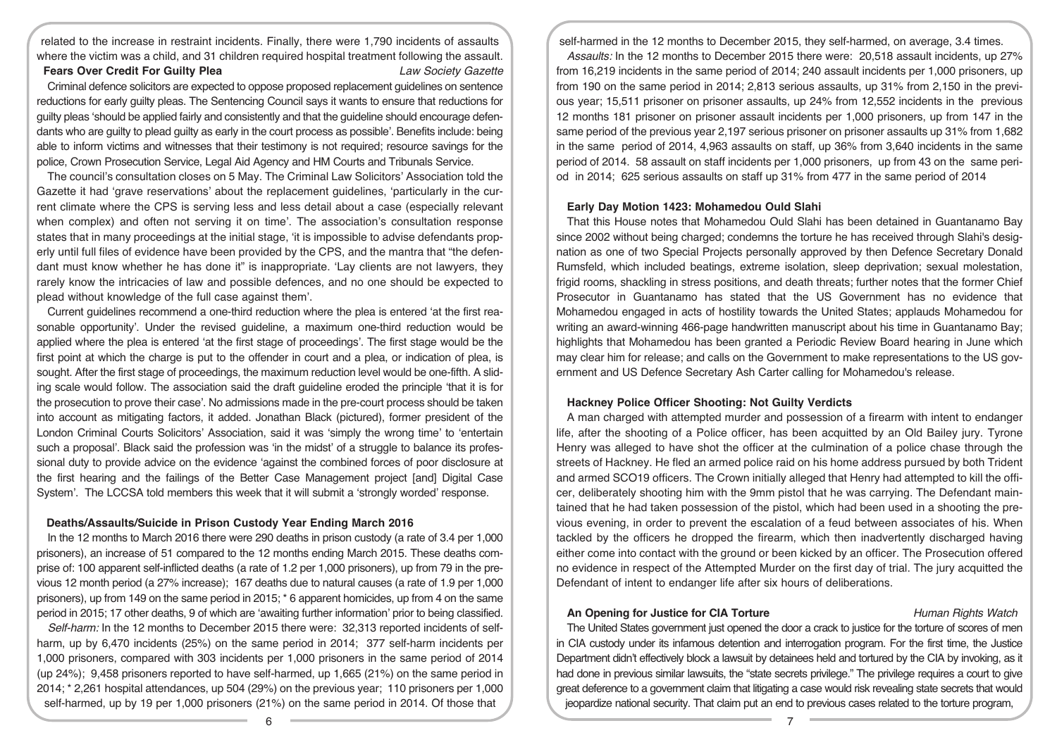related to the increase in restraint incidents. Finally, there were 1,790 incidents of assaults where the victim was a child, and 31 children required hospital treatment following the assault.

### Fears Over Credit For Guilty Plea

*Law Society Gazette*

Criminal defence solicitors are expected to oppose proposed replacement guidelines on sentence reductions for early guilty pleas. The Sentencing Council says it wants to ensure that reductions for guilty pleas 'should be applied fairly and consistently and that the guideline should encourage defendants who are guilty to plead guilty as early in the court process as possible'. Benefits include: being able to inform victims and witnesses that their testimony is not required; resource savings for the police, Crown Prosecution Service, Legal Aid Agency and HM Courts and Tribunals Service.

The council's consultation closes on 5 May. The Criminal Law Solicitors' Association told the Gazette it had 'grave reservations' about the replacement guidelines, 'particularly in the current climate where the CPS is serving less and less detail about a case (especially relevant when complex) and often not serving it on time'. The association's consultation response states that in many proceedings at the initial stage, 'it is impossible to advise defendants properly until full files of evidence have been provided by the CPS, and the mantra that "the defendant must know whether he has done it" is inappropriate. 'Lay clients are not lawyers, they rarely know the intricacies of law and possible defences, and no one should be expected to plead without knowledge of the full case against them'.

Current guidelines recommend a one-third reduction where the plea is entered 'at the first reasonable opportunity'. Under the revised guideline, a maximum one-third reduction would be applied where the plea is entered 'at the first stage of proceedings'. The first stage would be the first point at which the charge is put to the offender in court and a plea, or indication of plea, is sought. After the first stage of proceedings, the maximum reduction level would be one-fifth. A sliding scale would follow. The association said the draft guideline eroded the principle 'that it is for the prosecution to prove their case'. No admissions made in the pre-court process should be taken into account as mitigating factors, it added. Jonathan Black (pictured), former president of the London Criminal Courts Solicitors' Association, said it was 'simply the wrong time' to 'entertain such a proposal'. Black said the profession was 'in the midst' of a struggle to balance its professional duty to provide advice on the evidence 'against the combined forces of poor disclosure at the first hearing and the failings of the Better Case Management project [and] Digital Case System'. The LCCSA told members this week that it will submit a 'strongly worded' response.

### Deaths/Assaults/Suicide in Prison Custody Year Ending March 2016

In the 12 months to March 2016 there were 290 deaths in prison custody (a rate of 3.4 per 1,000 prisoners), an increase of 51 compared to the 12 months ending March 2015. These deaths comprise of: 100 apparent self-inflicted deaths (a rate of 1.2 per 1,000 prisoners), up from 79 in the previous 12 month period (a 27% increase); 167 deaths due to natural causes (a rate of 1.9 per 1,000 prisoners), up from 149 on the same period in 2015; * 6 apparent homicides, up from 4 on the same period in 2015; 17 other deaths, 9 of which are 'awaiting further information' prior to being classified.

*Self-harm:* In the 12 months to December 2015 there were: 32,313 reported incidents of self-harm, up by 6,470 incidents (25%) on the same period in 2014; 377 self-harm incidents per 1,000 prisoners, compared with 303 incidents per 1,000 prisoners in the same period of 2014 (up 24%); 9,458 prisoners reported to have self-harmed, up 1,665 (21%) on the same period in 2014; * 2,261 hospital attendances, up 504 (29%) on the previous year; 110 prisoners per 1,000 self-harmed, up by 19 per 1,000 prisoners (21%) on the same period in 2014. Of those that self-harmed in the 12 months to December 2015, they self-harmed, on average, 3.4 times.

*Assaults:* In the 12 months to December 2015 there were: 20,518 assault incidents, up 27% from 16,219 incidents in the same period of 2014; 240 assault incidents per 1,000 prisoners, up from 190 on the same period in 2014; 2,813 serious assaults, up 31% from 2,150 in the previous year; 15,511 prisoner on prisoner assaults, up 24% from 12,552 incidents in the previous 12 months 181 prisoner on prisoner assault incidents per 1,000 prisoners, up from 147 in the same period of the previous year 2,197 serious prisoner on prisoner assaults up 31% from 1,682 in the same period of 2014, 4,963 assaults on staff, up 36% from 3,640 incidents in the same period of 2014. 58 assault on staff incidents per 1,000 prisoners, up from 43 on the same period in 2014; 625 serious assaults on staff up 31% from 477 in the same period of 2014

### Early Day Motion 1423: Mohamedou Ould Slahi

That this House notes that Mohamedou Ould Slahi has been detained in Guantanamo Bay since 2002 without being charged; condemns the torture he has received through Slahi's designation as one of two Special Projects personally approved by then Defence Secretary Donald Rumsfeld, which included beatings, extreme isolation, sleep deprivation; sexual molestation, frigid rooms, shackling in stress positions, and death threats; further notes that the former Chief Prosecutor in Guantanamo has stated that the US Government has no evidence that Mohamedou engaged in acts of hostility towards the United States; applauds Mohamedou for writing an award-winning 466-page handwritten manuscript about his time in Guantanamo Bay; highlights that Mohamedou has been granted a Periodic Review Board hearing in June which may clear him for release; and calls on the Government to make representations to the US government and US Defence Secretary Ash Carter calling for Mohamedou's release.

### Hackney Police Officer Shooting: Not Guilty Verdicts

A man charged with attempted murder and possession of a firearm with intent to endanger life, after the shooting of a Police officer, has been acquitted by an Old Bailey jury. Tyrone Henry was alleged to have shot the officer at the culmination of a police chase through the streets of Hackney. He fled an armed police raid on his home address pursued by both Trident and armed SCO19 officers. The Crown initially alleged that Henry had attempted to kill the officer, deliberately shooting him with the 9mm pistol that he was carrying. The Defendant maintained that he had taken possession of the pistol, which had been used in a shooting the previous evening, in order to prevent the escalation of a feud between associates of his. When tackled by the officers he dropped the firearm, which then inadvertently discharged having either come into contact with the ground or been kicked by an officer. The Prosecution offered no evidence in respect of the Attempted Murder on the first day of trial. The jury acquitted the Defendant of intent to endanger life after six hours of deliberations.

### An Opening for Justice for CIA Torture

*Human Rights Watch*

The United States government just opened the door a crack to justice for the torture of scores of men in CIA custody under its infamous detention and interrogation program. For the first time, the Justice Department didn't effectively block a lawsuit by detainees held and tortured by the CIA by invoking, as it had done in previous similar lawsuits, the "state secrets privilege." The privilege requires a court to give great deference to a government claim that litigating a case would risk revealing state secrets that would jeopardize national security. That claim put an end to previous cases related to the torture program,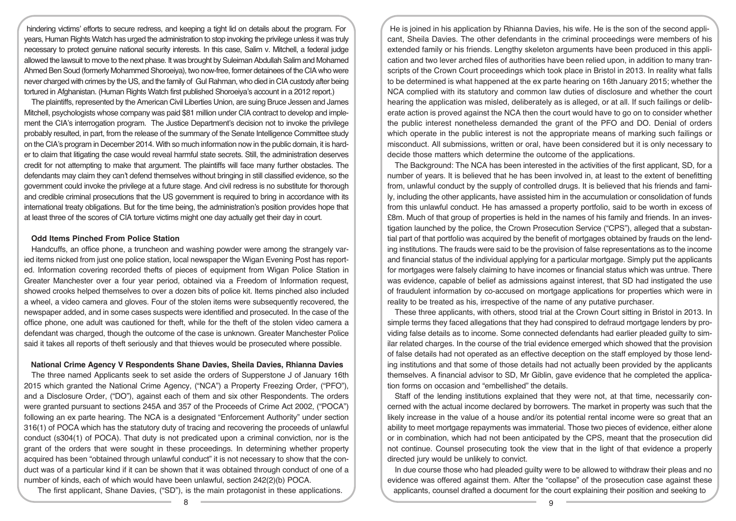hindering victims' efforts to secure redress, and keeping a tight lid on details about the program. For years, Human Rights Watch has urged the administration to stop invoking the privilege unless it was truly necessary to protect genuine national security interests. In this case, Salim v. Mitchell, a federal judge allowed the lawsuit to move to the next phase. It was brought by Suleiman Abdullah Salim and Mohamed Ahmed Ben Soud (formerly Mohammed Shoroeiya), two now-free, former detainees of the CIA who were never charged with crimes by the US, and the family of Gul Rahman, who died in CIA custody after being tortured in Afghanistan. (Human Rights Watch first published Shoroeiya's account in a 2012 report.)

The plaintiffs, represented by the American Civil Liberties Union, are suing Bruce Jessen and James Mitchell, psychologists whose company was paid $81 million under CIA contract to develop and implement the CIA's interrogation program. The Justice Department's decision not to invoke the privilege probably resulted, in part, from the release of the summary of the Senate Intelligence Committee study on the CIA's program in December 2014. With so much information now in the public domain, it is harder to claim that litigating the case would reveal harmful state secrets. Still, the administration deserves credit for not attempting to make that argument. The plaintiffs will face many further obstacles. The defendants may claim they can't defend themselves without bringing in still classified evidence, so the government could invoke the privilege at a future stage. And civil redress is no substitute for thorough and credible criminal prosecutions that the US government is required to bring in accordance with its international treaty obligations. But for the time being, the administration's position provides hope that at least three of the scores of CIA torture victims might one day actually get their day in court.

### Odd Items Pinched From Police Station

Handcuffs, an office phone, a truncheon and washing powder were among the strangely varied items nicked from just one police station, local newspaper the Wigan Evening Post has reported. Information covering recorded thefts of pieces of equipment from Wigan Police Station in Greater Manchester over a four year period, obtained via a Freedom of Information request, showed crooks helped themselves to over a dozen bits of police kit. Items pinched also included a wheel, a video camera and gloves. Four of the stolen items were subsequently recovered, the newspaper added, and in some cases suspects were identified and prosecuted. In the case of the office phone, one adult was cautioned for theft, while for the theft of the stolen video camera a defendant was charged, though the outcome of the case is unknown. Greater Manchester Police said it takes all reports of theft seriously and that thieves would be prosecuted where possible.

### National Crime Agency V Respondents Shane Davies, Sheila Davies, Rhianna Davies

The three named Applicants seek to set aside the orders of Supperstone J of January 16th 2015 which granted the National Crime Agency, ("NCA") a Property Freezing Order, ("PFO"), and a Disclosure Order, ("DO"), against each of them and six other Respondents. The orders were granted pursuant to sections 245A and 357 of the Proceeds of Crime Act 2002, ("POCA") following an ex parte hearing. The NCA is a designated "Enforcement Authority" under section 316(1) of POCA which has the statutory duty of tracing and recovering the proceeds of unlawful conduct (s304(1) of POCA). That duty is not predicated upon a criminal conviction, nor is the grant of the orders that were sought in these proceedings. In determining whether property acquired has been "obtained through unlawful conduct" it is not necessary to show that the conduct was of a particular kind if it can be shown that it was obtained through conduct of one of a number of kinds, each of which would have been unlawful, section 242(2)(b) POCA.

The first applicant, Shane Davies, ("SD"), is the main protagonist in these applications. He is joined in his application by Rhianna Davies, his wife. He is the son of the second applicant, Sheila Davies. The other defendants in the criminal proceedings were members of his extended family or his friends. Lengthy skeleton arguments have been produced in this application and two lever arched files of authorities have been relied upon, in addition to many transcripts of the Crown Court proceedings which took place in Bristol in 2013. In reality what falls to be determined is what happened at the ex parte hearing on 16th January 2015; whether the NCA complied with its statutory and common law duties of disclosure and whether the court hearing the application was misled, deliberately as is alleged, or at all. If such failings or deliberate action is proved against the NCA then the court would have to go on to consider whether the public interest nonetheless demanded the grant of the PFO and DO. Denial of orders which operate in the public interest is not the appropriate means of marking such failings or misconduct. All submissions, written or oral, have been considered but it is only necessary to decide those matters which determine the outcome of the applications.

The Background: The NCA has been interested in the activities of the first applicant, SD, for a number of years. It is believed that he has been involved in, at least to the extent of benefitting from, unlawful conduct by the supply of controlled drugs. It is believed that his friends and family, including the other applicants, have assisted him in the accumulation or consolidation of funds from this unlawful conduct. He has amassed a property portfolio, said to be worth in excess of £8m. Much of that group of properties is held in the names of his family and friends. In an investigation launched by the police, the Crown Prosecution Service ("CPS"), alleged that a substantial part of that portfolio was acquired by the benefit of mortgages obtained by frauds on the lending institutions. The frauds were said to be the provision of false representations as to the income and financial status of the individual applying for a particular mortgage. Simply put the applicants for mortgages were falsely claiming to have incomes or financial status which was untrue. There was evidence, capable of belief as admissions against interest, that SD had instigated the use of fraudulent information by co-accused on mortgage applications for properties which were in reality to be treated as his, irrespective of the name of any putative purchaser.

These three applicants, with others, stood trial at the Crown Court sitting in Bristol in 2013. In simple terms they faced allegations that they had conspired to defraud mortgage lenders by providing false details as to income. Some connected defendants had earlier pleaded guilty to similar related charges. In the course of the trial evidence emerged which showed that the provision of false details had not operated as an effective deception on the staff employed by those lending institutions and that some of those details had not actually been provided by the applicants themselves. A financial advisor to SD, Mr Giblin, gave evidence that he completed the application forms on occasion and "embellished" the details.

Staff of the lending institutions explained that they were not, at that time, necessarily concerned with the actual income declared by borrowers. The market in property was such that the likely increase in the value of a house and/or its potential rental income were so great that an ability to meet mortgage repayments was immaterial. Those two pieces of evidence, either alone or in combination, which had not been anticipated by the CPS, meant that the prosecution did not continue. Counsel prosecuting took the view that in the light of that evidence a properly directed jury would be unlikely to convict.

In due course those who had pleaded guilty were to be allowed to withdraw their pleas and no evidence was offered against them. After the "collapse" of the prosecution case against these applicants, counsel drafted a document for the court explaining their position and seeking to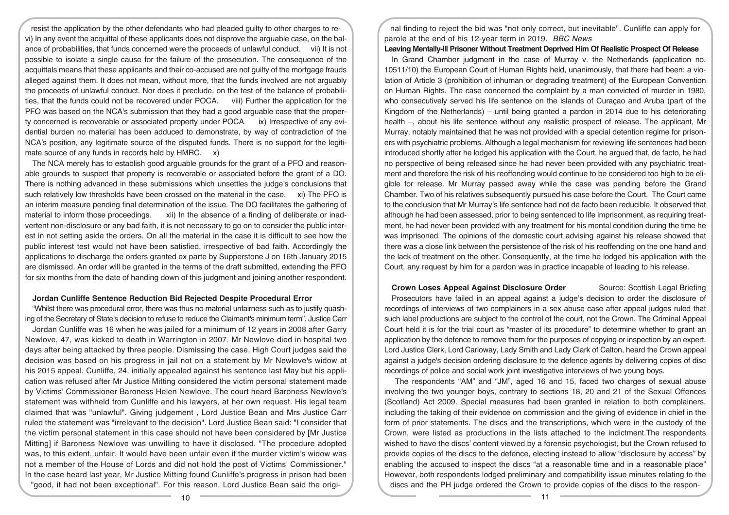resist the application by the other defendants who had pleaded guilty to other charges to re- vi) In any event the acquittal of these applicants does not disprove the arguable case, on the balance of probabilities, that funds concerned were the proceeds of unlawful conduct. vii) It is not possible to isolate a single cause for the failure of the prosecution. The consequence of the acquittals means that these applicants and their co-accused are not guilty of the mortgage frauds alleged against them. It does not mean, without more, that the funds involved are not arguably the proceeds of unlawful conduct. Nor does it preclude, on the test of the balance of probabilities, that the funds could not be recovered under POCA. viii) Further the application for the PFO was based on the NCA's submission that they had a good arguable case that the property concerned is recoverable or associated property under POCA. ix) Irrespective of any evidential burden no material has been adduced to demonstrate, by way of contradiction of the NCA's position, any legitimate source of the disputed funds. There is no support for the legitimate source of any funds in records held by HMRC. x)

The NCA merely has to establish good arguable grounds for the grant of a PFO and reasonable grounds to suspect that property is recoverable or associated before the grant of a DO. There is nothing advanced in these submissions which unsettles the judge's conclusions that such relatively low thresholds have been crossed on the material in the case. xi) The PFO is an interim measure pending final determination of the issue. The DO facilitates the gathering of material to inform those proceedings. xii) In the absence of a finding of deliberate or inadvertent non-disclosure or any bad faith, it is not necessary to go on to consider the public interest in not setting aside the orders. On all the material in the case it is difficult to see how the public interest test would not have been satisfied, irrespective of bad faith. Accordingly the applications to discharge the orders granted ex parte by Supperstone J on 16th January 2015 are dismissed. An order will be granted in the terms of the draft submitted, extending the PFO for six months from the date of handing down of this judgment and joining another respondent.

### Jordan Cunliffe Sentence Reduction Bid Rejected Despite Procedural Error

"Whilst there was procedural error, there was thus no material unfairness such as to justify quashing of the Secretary of State's decision to refuse to reduce the Claimant's minimum term". Justice Carr

Jordan Cunliffe was 16 when he was jailed for a minimum of 12 years in 2008 after Garry Newlove, 47, was kicked to death in Warrington in 2007. Mr Newlove died in hospital two days after being attacked by three people. Dismissing the case, High Court judges said the decision was based on his progress in jail not on a statement by Mr Newlove's widow at his 2015 appeal. Cunliffe, 24, initially appealed against his sentence last May but his application was refused after Mr Justice Mitting considered the victim personal statement made by Victims' Commissioner Baroness Helen Newlove. The court heard Baroness Newlove's statement was withheld from Cunliffe and his lawyers, at her own request. His legal team claimed that was "unlawful". Giving judgement , Lord Justice Bean and Mrs Justice Carr ruled the statement was "irrelevant to the decision". Lord Justice Bean said: "I consider that the victim personal statement in this case should not have been considered by [Mr Justice Mitting] if Baroness Newlove was unwilling to have it disclosed. "The procedure adopted was, to this extent, unfair. It would have been unfair even if the murder victim's widow was not a member of the House of Lords and did not hold the post of Victims' Commissioner." In the case heard last year, Mr Justice Mitting found Cunliffe's progress in prison had been "good, it had not been exceptional". For this reason, Lord Justice Bean said the original finding to reject the bid was "not only correct, but inevitable". Cunliffe can apply for parole at the end of his 12-year term in 2019. *BBC News*

### Leaving Mentally-Ill Prisoner Without Treatment Deprived Him Of Realistic Prospect Of Release

In Grand Chamber judgment in the case of Murray v. the Netherlands (application no. 10511/10) the European Court of Human Rights held, unanimously, that there had been: a violation of Article 3 (prohibition of inhuman or degrading treatment) of the European Convention on Human Rights. The case concerned the complaint by a man convicted of murder in 1980, who consecutively served his life sentence on the islands of Curaçao and Aruba (part of the Kingdom of the Netherlands) – until being granted a pardon in 2014 due to his deteriorating health –, about his life sentence without any realistic prospect of release. The applicant, Mr Murray, notably maintained that he was not provided with a special detention regime for prisoners with psychiatric problems. Although a legal mechanism for reviewing life sentences had been introduced shortly after he lodged his application with the Court, he argued that, de facto, he had no perspective of being released since he had never been provided with any psychiatric treatment and therefore the risk of his reoffending would continue to be considered too high to be eligible for release. Mr Murray passed away while the case was pending before the Grand Chamber. Two of his relatives subsequently pursued his case before the Court. The Court came to the conclusion that Mr Murray's life sentence had not de facto been reducible. It observed that although he had been assessed, prior to being sentenced to life imprisonment, as requiring treatment, he had never been provided with any treatment for his mental condition during the time he was imprisoned. The opinions of the domestic court advising against his release showed that there was a close link between the persistence of the risk of his reoffending on the one hand and the lack of treatment on the other. Consequently, at the time he lodged his application with the Court, any request by him for a pardon was in practice incapable of leading to his release.

### Crown Loses Appeal Against Disclosure Order

Source: Scottish Legal Briefing

Prosecutors have failed in an appeal against a judge's decision to order the disclosure of recordings of interviews of two complainers in a sex abuse case after appeal judges ruled that such label productions are subject to the control of the court, not the Crown. The Criminal Appeal Court held it is for the trial court as "master of its procedure" to determine whether to grant an application by the defence to remove them for the purposes of copying or inspection by an expert. Lord Justice Clerk, Lord Carloway, Lady Smith and Lady Clark of Calton, heard the Crown appeal against a judge's decision ordering disclosure to the defence agents by delivering copies of disc recordings of police and social work joint investigative interviews of two young boys.

The respondents "AM" and "JM", aged 16 and 15, faced two charges of sexual abuse involving the two younger boys, contrary to sections 18, 20 and 21 of the Sexual Offences (Scotland) Act 2009. Special measures had been granted in relation to both complainers, including the taking of their evidence on commission and the giving of evidence in chief in the form of prior statements. The discs and the transcriptions, which were in the custody of the Crown, were listed as productions in the lists attached to the indictment.The respondents wished to have the discs' content viewed by a forensic psychologist, but the Crown refused to provide copies of the discs to the defence, electing instead to allow "disclosure by access" by enabling the accused to inspect the discs "at a reasonable time and in a reasonable place" However, both respondents lodged preliminary and compatibility issue minutes relating to the discs and the PH judge ordered the Crown to provide copies of the discs to the respon-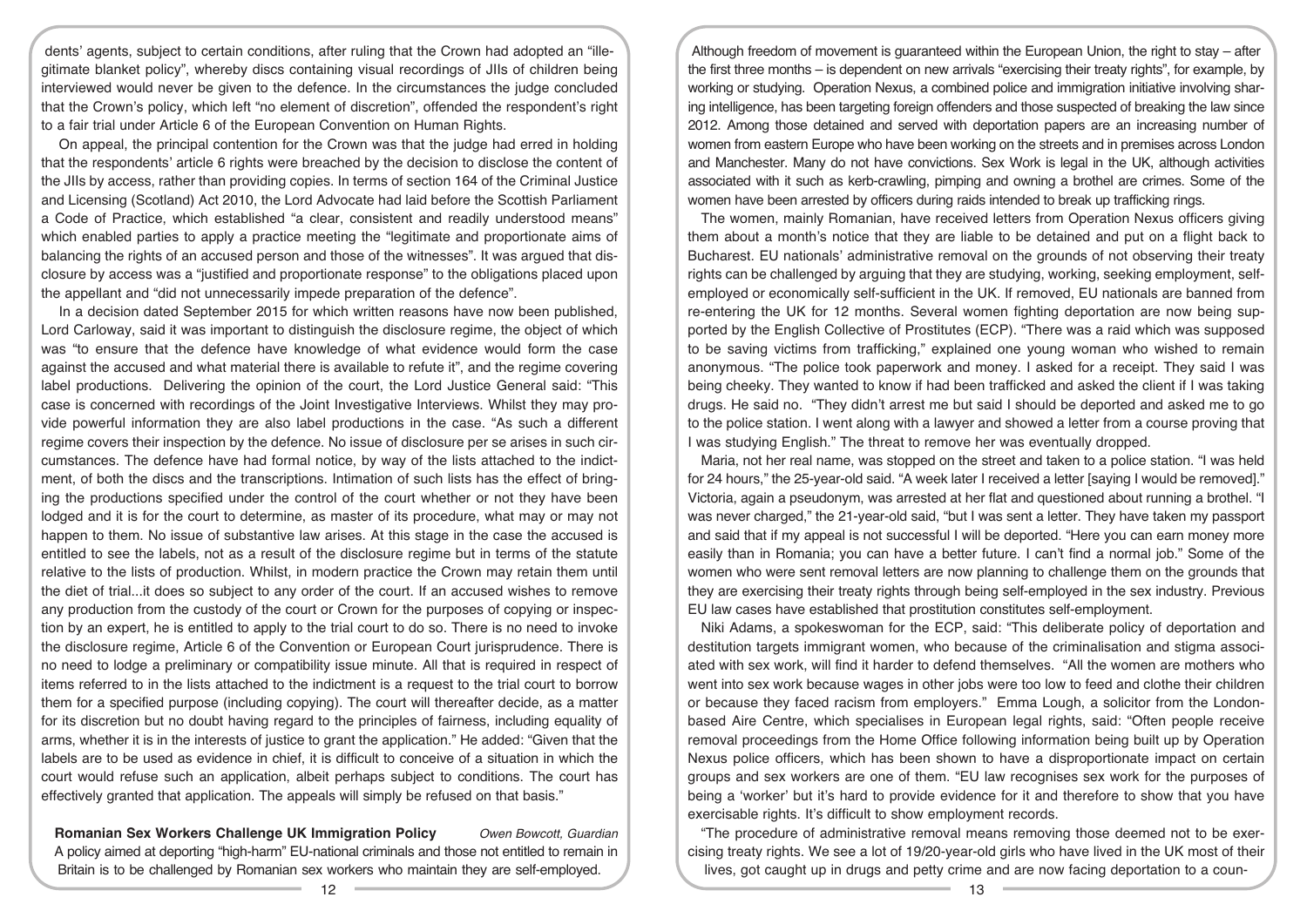dents' agents, subject to certain conditions, after ruling that the Crown had adopted an "illegitimate blanket policy", whereby discs containing visual recordings of JIIs of children being interviewed would never be given to the defence. In the circumstances the judge concluded that the Crown's policy, which left "no element of discretion", offended the respondent's right to a fair trial under Article 6 of the European Convention on Human Rights.

On appeal, the principal contention for the Crown was that the judge had erred in holding that the respondents' article 6 rights were breached by the decision to disclose the content of the JIIs by access, rather than providing copies. In terms of section 164 of the Criminal Justice and Licensing (Scotland) Act 2010, the Lord Advocate had laid before the Scottish Parliament a Code of Practice, which established "a clear, consistent and readily understood means" which enabled parties to apply a practice meeting the "legitimate and proportionate aims of balancing the rights of an accused person and those of the witnesses". It was argued that disclosure by access was a "justified and proportionate response" to the obligations placed upon the appellant and "did not unnecessarily impede preparation of the defence".

In a decision dated September 2015 for which written reasons have now been published, Lord Carloway, said it was important to distinguish the disclosure regime, the object of which was "to ensure that the defence have knowledge of what evidence would form the case against the accused and what material there is available to refute it", and the regime covering label productions. Delivering the opinion of the court, the Lord Justice General said: "This case is concerned with recordings of the Joint Investigative Interviews. Whilst they may provide powerful information they are also label productions in the case. "As such a different regime covers their inspection by the defence. No issue of disclosure per se arises in such circumstances. The defence have had formal notice, by way of the lists attached to the indictment, of both the discs and the transcriptions. Intimation of such lists has the effect of bringing the productions specified under the control of the court whether or not they have been lodged and it is for the court to determine, as master of its procedure, what may or may not happen to them. No issue of substantive law arises. At this stage in the case the accused is entitled to see the labels, not as a result of the disclosure regime but in terms of the statute relative to the lists of production. Whilst, in modern practice the Crown may retain them until the diet of trial...it does so subject to any order of the court. If an accused wishes to remove any production from the custody of the court or Crown for the purposes of copying or inspection by an expert, he is entitled to apply to the trial court to do so. There is no need to invoke the disclosure regime, Article 6 of the Convention or European Court jurisprudence. There is no need to lodge a preliminary or compatibility issue minute. All that is required in respect of items referred to in the lists attached to the indictment is a request to the trial court to borrow them for a specified purpose (including copying). The court will thereafter decide, as a matter for its discretion but no doubt having regard to the principles of fairness, including equality of arms, whether it is in the interests of justice to grant the application." He added: "Given that the labels are to be used as evidence in chief, it is difficult to conceive of a situation in which the court would refuse such an application, albeit perhaps subject to conditions. The court has effectively granted that application. The appeals will simply be refused on that basis."

## Romanian Sex Workers Challenge UK Immigration Policy

*Owen Bowcott, Guardian*

A policy aimed at deporting "high-harm" EU-national criminals and those not entitled to remain in Britain is to be challenged by Romanian sex workers who maintain they are self-employed.

Although freedom of movement is guaranteed within the European Union, the right to stay – after the first three months – is dependent on new arrivals "exercising their treaty rights", for example, by working or studying. Operation Nexus, a combined police and immigration initiative involving sharing intelligence, has been targeting foreign offenders and those suspected of breaking the law since 2012. Among those detained and served with deportation papers are an increasing number of women from eastern Europe who have been working on the streets and in premises across London and Manchester. Many do not have convictions. Sex Work is legal in the UK, although activities associated with it such as kerb-crawling, pimping and owning a brothel are crimes. Some of the women have been arrested by officers during raids intended to break up trafficking rings.

The women, mainly Romanian, have received letters from Operation Nexus officers giving them about a month's notice that they are liable to be detained and put on a flight back to Bucharest. EU nationals' administrative removal on the grounds of not observing their treaty rights can be challenged by arguing that they are studying, working, seeking employment, self-employed or economically self-sufficient in the UK. If removed, EU nationals are banned from re-entering the UK for 12 months. Several women fighting deportation are now being supported by the English Collective of Prostitutes (ECP). "There was a raid which was supposed to be saving victims from trafficking," explained one young woman who wished to remain anonymous. "The police took paperwork and money. I asked for a receipt. They said I was being cheeky. They wanted to know if had been trafficked and asked the client if I was taking drugs. He said no. "They didn't arrest me but said I should be deported and asked me to go to the police station. I went along with a lawyer and showed a letter from a course proving that I was studying English." The threat to remove her was eventually dropped.

Maria, not her real name, was stopped on the street and taken to a police station. "I was held for 24 hours," the 25-year-old said. "A week later I received a letter [saying I would be removed]." Victoria, again a pseudonym, was arrested at her flat and questioned about running a brothel. "I was never charged," the 21-year-old said, "but I was sent a letter. They have taken my passport and said that if my appeal is not successful I will be deported. "Here you can earn money more easily than in Romania; you can have a better future. I can't find a normal job." Some of the women who were sent removal letters are now planning to challenge them on the grounds that they are exercising their treaty rights through being self-employed in the sex industry. Previous EU law cases have established that prostitution constitutes self-employment.

Niki Adams, a spokeswoman for the ECP, said: "This deliberate policy of deportation and destitution targets immigrant women, who because of the criminalisation and stigma associated with sex work, will find it harder to defend themselves. "All the women are mothers who went into sex work because wages in other jobs were too low to feed and clothe their children or because they faced racism from employers." Emma Lough, a solicitor from the London-based Aire Centre, which specialises in European legal rights, said: "Often people receive removal proceedings from the Home Office following information being built up by Operation Nexus police officers, which has been shown to have a disproportionate impact on certain groups and sex workers are one of them. "EU law recognises sex work for the purposes of being a 'worker' but it's hard to provide evidence for it and therefore to show that you have exercisable rights. It's difficult to show employment records.

"The procedure of administrative removal means removing those deemed not to be exercising treaty rights. We see a lot of 19/20-year-old girls who have lived in the UK most of their lives, got caught up in drugs and petty crime and are now facing deportation to a coun-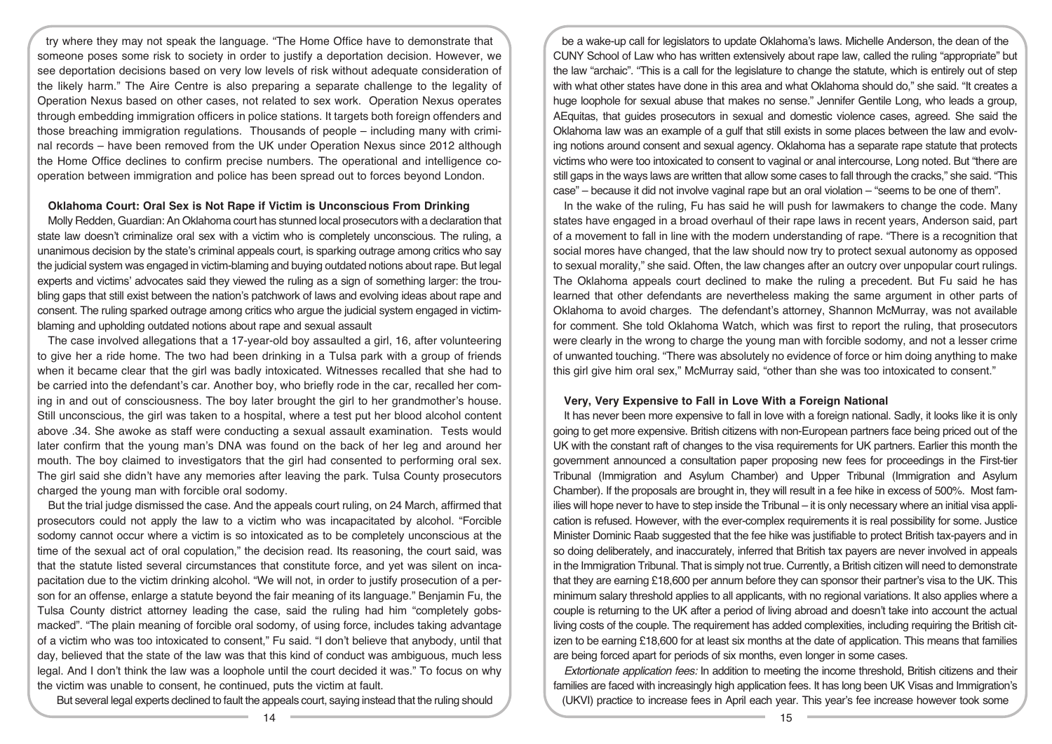try where they may not speak the language. "The Home Office have to demonstrate that someone poses some risk to society in order to justify a deportation decision. However, we see deportation decisions based on very low levels of risk without adequate consideration of the likely harm." The Aire Centre is also preparing a separate challenge to the legality of Operation Nexus based on other cases, not related to sex work. Operation Nexus operates through embedding immigration officers in police stations. It targets both foreign offenders and those breaching immigration regulations. Thousands of people – including many with criminal records – have been removed from the UK under Operation Nexus since 2012 although the Home Office declines to confirm precise numbers. The operational and intelligence cooperation between immigration and police has been spread out to forces beyond London.

### Oklahoma Court: Oral Sex is Not Rape if Victim is Unconscious From Drinking

Molly Redden, Guardian: An Oklahoma court has stunned local prosecutors with a declaration that state law doesn't criminalize oral sex with a victim who is completely unconscious. The ruling, a unanimous decision by the state's criminal appeals court, is sparking outrage among critics who say the judicial system was engaged in victim-blaming and buying outdated notions about rape. But legal experts and victims' advocates said they viewed the ruling as a sign of something larger: the troubling gaps that still exist between the nation's patchwork of laws and evolving ideas about rape and consent. The ruling sparked outrage among critics who argue the judicial system engaged in victim-blaming and upholding outdated notions about rape and sexual assault

The case involved allegations that a 17-year-old boy assaulted a girl, 16, after volunteering to give her a ride home. The two had been drinking in a Tulsa park with a group of friends when it became clear that the girl was badly intoxicated. Witnesses recalled that she had to be carried into the defendant's car. Another boy, who briefly rode in the car, recalled her coming in and out of consciousness. The boy later brought the girl to her grandmother's house. Still unconscious, the girl was taken to a hospital, where a test put her blood alcohol content above .34. She awoke as staff were conducting a sexual assault examination. Tests would later confirm that the young man's DNA was found on the back of her leg and around her mouth. The boy claimed to investigators that the girl had consented to performing oral sex. The girl said she didn't have any memories after leaving the park. Tulsa County prosecutors charged the young man with forcible oral sodomy.

But the trial judge dismissed the case. And the appeals court ruling, on 24 March, affirmed that prosecutors could not apply the law to a victim who was incapacitated by alcohol. "Forcible sodomy cannot occur where a victim is so intoxicated as to be completely unconscious at the time of the sexual act of oral copulation," the decision read. Its reasoning, the court said, was that the statute listed several circumstances that constitute force, and yet was silent on incapacitation due to the victim drinking alcohol. "We will not, in order to justify prosecution of a person for an offense, enlarge a statute beyond the fair meaning of its language." Benjamin Fu, the Tulsa County district attorney leading the case, said the ruling had him "completely gobsmacked". "The plain meaning of forcible oral sodomy, of using force, includes taking advantage of a victim who was too intoxicated to consent," Fu said. "I don't believe that anybody, until that day, believed that the state of the law was that this kind of conduct was ambiguous, much less legal. And I don't think the law was a loophole until the court decided it was." To focus on why the victim was unable to consent, he continued, puts the victim at fault.

But several legal experts declined to fault the appeals court, saying instead that the ruling should be a wake-up call for legislators to update Oklahoma's laws. Michelle Anderson, the dean of the CUNY School of Law who has written extensively about rape law, called the ruling "appropriate" but the law "archaic". "This is a call for the legislature to change the statute, which is entirely out of step with what other states have done in this area and what Oklahoma should do," she said. "It creates a huge loophole for sexual abuse that makes no sense." Jennifer Gentile Long, who leads a group, AEquitas, that guides prosecutors in sexual and domestic violence cases, agreed. She said the Oklahoma law was an example of a gulf that still exists in some places between the law and evolving notions around consent and sexual agency. Oklahoma has a separate rape statute that protects victims who were too intoxicated to consent to vaginal or anal intercourse, Long noted. But "there are still gaps in the ways laws are written that allow some cases to fall through the cracks," she said. "This case" – because it did not involve vaginal rape but an oral violation – "seems to be one of them".

In the wake of the ruling, Fu has said he will push for lawmakers to change the code. Many states have engaged in a broad overhaul of their rape laws in recent years, Anderson said, part of a movement to fall in line with the modern understanding of rape. "There is a recognition that social mores have changed, that the law should now try to protect sexual autonomy as opposed to sexual morality," she said. Often, the law changes after an outcry over unpopular court rulings. The Oklahoma appeals court declined to make the ruling a precedent. But Fu said he has learned that other defendants are nevertheless making the same argument in other parts of Oklahoma to avoid charges. The defendant's attorney, Shannon McMurray, was not available for comment. She told Oklahoma Watch, which was first to report the ruling, that prosecutors were clearly in the wrong to charge the young man with forcible sodomy, and not a lesser crime of unwanted touching. "There was absolutely no evidence of force or him doing anything to make this girl give him oral sex," McMurray said, "other than she was too intoxicated to consent."

### Very, Very Expensive to Fall in Love With a Foreign National

It has never been more expensive to fall in love with a foreign national. Sadly, it looks like it is only going to get more expensive. British citizens with non-European partners face being priced out of the UK with the constant raft of changes to the visa requirements for UK partners. Earlier this month the government announced a consultation paper proposing new fees for proceedings in the First-tier Tribunal (Immigration and Asylum Chamber) and Upper Tribunal (Immigration and Asylum Chamber). If the proposals are brought in, they will result in a fee hike in excess of 500%. Most families will hope never to have to step inside the Tribunal – it is only necessary where an initial visa application is refused. However, with the ever-complex requirements it is real possibility for some. Justice Minister Dominic Raab suggested that the fee hike was justifiable to protect British tax-payers and in so doing deliberately, and inaccurately, inferred that British tax payers are never involved in appeals in the Immigration Tribunal. That is simply not true. Currently, a British citizen will need to demonstrate that they are earning £18,600 per annum before they can sponsor their partner's visa to the UK. This minimum salary threshold applies to all applicants, with no regional variations. It also applies where a couple is returning to the UK after a period of living abroad and doesn't take into account the actual living costs of the couple. The requirement has added complexities, including requiring the British citizen to be earning £18,600 for at least six months at the date of application. This means that families are being forced apart for periods of six months, even longer in some cases.

*Extortionate application fees:* In addition to meeting the income threshold, British citizens and their families are faced with increasingly high application fees. It has long been UK Visas and Immigration's (UKVI) practice to increase fees in April each year. This year's fee increase however took some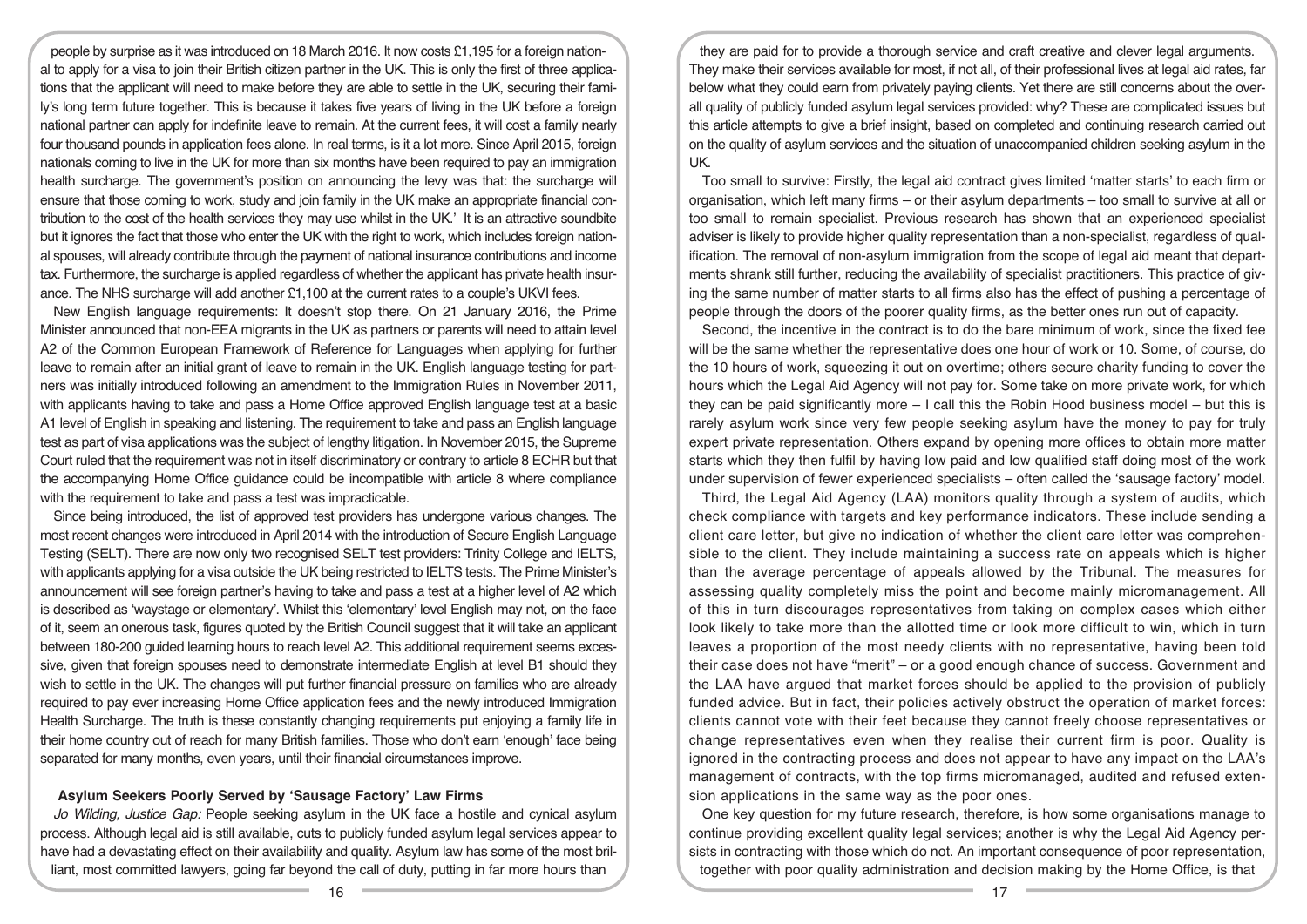people by surprise as it was introduced on 18 March 2016. It now costs £1,195 for a foreign national to apply for a visa to join their British citizen partner in the UK. This is only the first of three applications that the applicant will need to make before they are able to settle in the UK, securing their family's long term future together. This is because it takes five years of living in the UK before a foreign national partner can apply for indefinite leave to remain. At the current fees, it will cost a family nearly four thousand pounds in application fees alone. In real terms, is it a lot more. Since April 2015, foreign nationals coming to live in the UK for more than six months have been required to pay an immigration health surcharge. The government's position on announcing the levy was that: the surcharge will ensure that those coming to work, study and join family in the UK make an appropriate financial contribution to the cost of the health services they may use whilst in the UK.' It is an attractive soundbite but it ignores the fact that those who enter the UK with the right to work, which includes foreign national spouses, will already contribute through the payment of national insurance contributions and income tax. Furthermore, the surcharge is applied regardless of whether the applicant has private health insurance. The NHS surcharge will add another £1,100 at the current rates to a couple's UKVI fees.

New English language requirements: It doesn't stop there. On 21 January 2016, the Prime Minister announced that non-EEA migrants in the UK as partners or parents will need to attain level A2 of the Common European Framework of Reference for Languages when applying for further leave to remain after an initial grant of leave to remain in the UK. English language testing for partners was initially introduced following an amendment to the Immigration Rules in November 2011, with applicants having to take and pass a Home Office approved English language test at a basic A1 level of English in speaking and listening. The requirement to take and pass an English language test as part of visa applications was the subject of lengthy litigation. In November 2015, the Supreme Court ruled that the requirement was not in itself discriminatory or contrary to article 8 ECHR but that the accompanying Home Office guidance could be incompatible with article 8 where compliance with the requirement to take and pass a test was impracticable.

Since being introduced, the list of approved test providers has undergone various changes. The most recent changes were introduced in April 2014 with the introduction of Secure English Language Testing (SELT). There are now only two recognised SELT test providers: Trinity College and IELTS, with applicants applying for a visa outside the UK being restricted to IELTS tests. The Prime Minister's announcement will see foreign partner's having to take and pass a test at a higher level of A2 which is described as 'waystage or elementary'. Whilst this 'elementary' level English may not, on the face of it, seem an onerous task, figures quoted by the British Council suggest that it will take an applicant between 180-200 guided learning hours to reach level A2. This additional requirement seems excessive, given that foreign spouses need to demonstrate intermediate English at level B1 should they wish to settle in the UK. The changes will put further financial pressure on families who are already required to pay ever increasing Home Office application fees and the newly introduced Immigration Health Surcharge. The truth is these constantly changing requirements put enjoying a family life in their home country out of reach for many British families. Those who don't earn 'enough' face being separated for many months, even years, until their financial circumstances improve.

## Asylum Seekers Poorly Served by 'Sausage Factory' Law Firms

*Jo Wilding, Justice Gap:* People seeking asylum in the UK face a hostile and cynical asylum process. Although legal aid is still available, cuts to publicly funded asylum legal services appear to have had a devastating effect on their availability and quality. Asylum law has some of the most brilliant, most committed lawyers, going far beyond the call of duty, putting in far more hours than they are paid for to provide a thorough service and craft creative and clever legal arguments. They make their services available for most, if not all, of their professional lives at legal aid rates, far below what they could earn from privately paying clients. Yet there are still concerns about the overall quality of publicly funded asylum legal services provided: why? These are complicated issues but this article attempts to give a brief insight, based on completed and continuing research carried out on the quality of asylum services and the situation of unaccompanied children seeking asylum in the UK.

Too small to survive: Firstly, the legal aid contract gives limited 'matter starts' to each firm or organisation, which left many firms – or their asylum departments – too small to survive at all or too small to remain specialist. Previous research has shown that an experienced specialist adviser is likely to provide higher quality representation than a non-specialist, regardless of qualification. The removal of non-asylum immigration from the scope of legal aid meant that departments shrank still further, reducing the availability of specialist practitioners. This practice of giving the same number of matter starts to all firms also has the effect of pushing a percentage of people through the doors of the poorer quality firms, as the better ones run out of capacity.

Second, the incentive in the contract is to do the bare minimum of work, since the fixed fee will be the same whether the representative does one hour of work or 10. Some, of course, do the 10 hours of work, squeezing it out on overtime; others secure charity funding to cover the hours which the Legal Aid Agency will not pay for. Some take on more private work, for which they can be paid significantly more – I call this the Robin Hood business model – but this is rarely asylum work since very few people seeking asylum have the money to pay for truly expert private representation. Others expand by opening more offices to obtain more matter starts which they then fulfil by having low paid and low qualified staff doing most of the work under supervision of fewer experienced specialists – often called the 'sausage factory' model.

Third, the Legal Aid Agency (LAA) monitors quality through a system of audits, which check compliance with targets and key performance indicators. These include sending a client care letter, but give no indication of whether the client care letter was comprehensible to the client. They include maintaining a success rate on appeals which is higher than the average percentage of appeals allowed by the Tribunal. The measures for assessing quality completely miss the point and become mainly micromanagement. All of this in turn discourages representatives from taking on complex cases which either look likely to take more than the allotted time or look more difficult to win, which in turn leaves a proportion of the most needy clients with no representative, having been told their case does not have "merit" – or a good enough chance of success. Government and the LAA have argued that market forces should be applied to the provision of publicly funded advice. But in fact, their policies actively obstruct the operation of market forces: clients cannot vote with their feet because they cannot freely choose representatives or change representatives even when they realise their current firm is poor. Quality is ignored in the contracting process and does not appear to have any impact on the LAA's management of contracts, with the top firms micromanaged, audited and refused extension applications in the same way as the poor ones.

One key question for my future research, therefore, is how some organisations manage to continue providing excellent quality legal services; another is why the Legal Aid Agency persists in contracting with those which do not. An important consequence of poor representation, together with poor quality administration and decision making by the Home Office, is that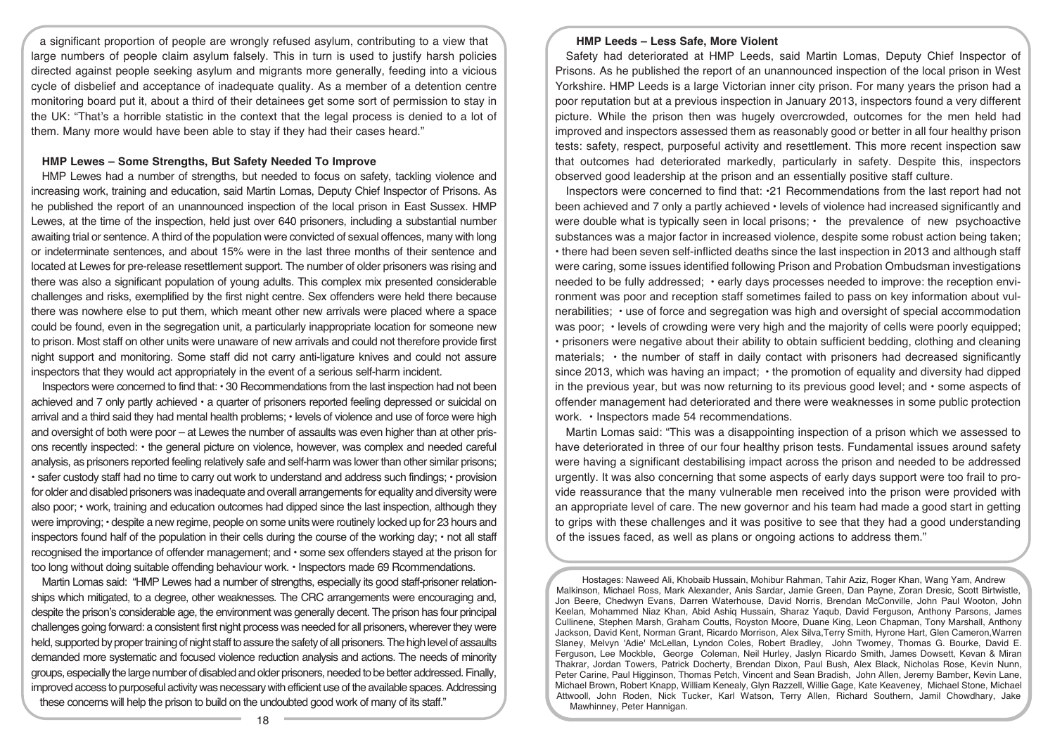a significant proportion of people are wrongly refused asylum, contributing to a view that large numbers of people claim asylum falsely. This in turn is used to justify harsh policies directed against people seeking asylum and migrants more generally, feeding into a vicious cycle of disbelief and acceptance of inadequate quality. As a member of a detention centre monitoring board put it, about a third of their detainees get some sort of permission to stay in the UK: "That's a horrible statistic in the context that the legal process is denied to a lot of them. Many more would have been able to stay if they had their cases heard."

### HMP Lewes – Some Strengths, But Safety Needed To Improve

HMP Lewes had a number of strengths, but needed to focus on safety, tackling violence and increasing work, training and education, said Martin Lomas, Deputy Chief Inspector of Prisons. As he published the report of an unannounced inspection of the local prison in East Sussex. HMP Lewes, at the time of the inspection, held just over 640 prisoners, including a substantial number awaiting trial or sentence. A third of the population were convicted of sexual offences, many with long or indeterminate sentences, and about 15% were in the last three months of their sentence and located at Lewes for pre-release resettlement support. The number of older prisoners was rising and there was also a significant population of young adults. This complex mix presented considerable challenges and risks, exemplified by the first night centre. Sex offenders were held there because there was nowhere else to put them, which meant other new arrivals were placed where a space could be found, even in the segregation unit, a particularly inappropriate location for someone new to prison. Most staff on other units were unaware of new arrivals and could not therefore provide first night support and monitoring. Some staff did not carry anti-ligature knives and could not assure inspectors that they would act appropriately in the event of a serious self-harm incident.

Inspectors were concerned to find that: • 30 Recommendations from the last inspection had not been achieved and 7 only partly achieved • a quarter of prisoners reported feeling depressed or suicidal on arrival and a third said they had mental health problems; • levels of violence and use of force were high and oversight of both were poor – at Lewes the number of assaults was even higher than at other prisons recently inspected: • the general picture on violence, however, was complex and needed careful analysis, as prisoners reported feeling relatively safe and self-harm was lower than other similar prisons; • safer custody staff had no time to carry out work to understand and address such findings; • provision for older and disabled prisoners was inadequate and overall arrangements for equality and diversity were also poor; • work, training and education outcomes had dipped since the last inspection, although they were improving; • despite a new regime, people on some units were routinely locked up for 23 hours and inspectors found half of the population in their cells during the course of the working day; • not all staff recognised the importance of offender management; and • some sex offenders stayed at the prison for too long without doing suitable offending behaviour work. • Inspectors made 69 Rcommendations.

Martin Lomas said: "HMP Lewes had a number of strengths, especially its good staff-prisoner relationships which mitigated, to a degree, other weaknesses. The CRC arrangements were encouraging and, despite the prison's considerable age, the environment was generally decent. The prison has four principal challenges going forward: a consistent first night process was needed for all prisoners, wherever they were held, supported by proper training of night staff to assure the safety of all prisoners. The high level of assaults demanded more systematic and focused violence reduction analysis and actions. The needs of minority groups, especially the large number of disabled and older prisoners, needed to be better addressed. Finally, improved access to purposeful activity was necessary with efficient use of the available spaces. Addressing these concerns will help the prison to build on the undoubted good work of many of its staff."

### HMP Leeds – Less Safe, More Violent

Safety had deteriorated at HMP Leeds, said Martin Lomas, Deputy Chief Inspector of Prisons. As he published the report of an unannounced inspection of the local prison in West Yorkshire. HMP Leeds is a large Victorian inner city prison. For many years the prison had a poor reputation but at a previous inspection in January 2013, inspectors found a very different picture. While the prison then was hugely overcrowded, outcomes for the men held had improved and inspectors assessed them as reasonably good or better in all four healthy prison tests: safety, respect, purposeful activity and resettlement. This more recent inspection saw that outcomes had deteriorated markedly, particularly in safety. Despite this, inspectors observed good leadership at the prison and an essentially positive staff culture.

Inspectors were concerned to find that: •21 Recommendations from the last report had not been achieved and 7 only a partly achieved • levels of violence had increased significantly and were double what is typically seen in local prisons; • the prevalence of new psychoactive substances was a major factor in increased violence, despite some robust action being taken; • there had been seven self-inflicted deaths since the last inspection in 2013 and although staff were caring, some issues identified following Prison and Probation Ombudsman investigations needed to be fully addressed; • early days processes needed to improve: the reception environment was poor and reception staff sometimes failed to pass on key information about vulnerabilities; • use of force and segregation was high and oversight of special accommodation was poor; • levels of crowding were very high and the majority of cells were poorly equipped; • prisoners were negative about their ability to obtain sufficient bedding, clothing and cleaning materials; • the number of staff in daily contact with prisoners had decreased significantly since 2013, which was having an impact; • the promotion of equality and diversity had dipped in the previous year, but was now returning to its previous good level; and • some aspects of offender management had deteriorated and there were weaknesses in some public protection work. • Inspectors made 54 recommendations.

Martin Lomas said: "This was a disappointing inspection of a prison which we assessed to have deteriorated in three of our four healthy prison tests. Fundamental issues around safety were having a significant destabilising impact across the prison and needed to be addressed urgently. It was also concerning that some aspects of early days support were too frail to provide reassurance that the many vulnerable men received into the prison were provided with an appropriate level of care. The new governor and his team had made a good start in getting to grips with these challenges and it was positive to see that they had a good understanding of the issues faced, as well as plans or ongoing actions to address them."

Hostages: Naweed Ali, Khobaib Hussain, Mohibur Rahman, Tahir Aziz, Roger Khan, Wang Yam, Andrew Malkinson, Michael Ross, Mark Alexander, Anis Sardar, Jamie Green, Dan Payne, Zoran Dresic, Scott Birtwistle, Jon Beere, Chedwyn Evans, Darren Waterhouse, David Norris, Brendan McConville, John Paul Wooton, John Keelan, Mohammed Niaz Khan, Abid Ashiq Hussain, Sharaz Yaqub, David Ferguson, Anthony Parsons, James Cullinene, Stephen Marsh, Graham Coutts, Royston Moore, Duane King, Leon Chapman, Tony Marshall, Anthony Jackson, David Kent, Norman Grant, Ricardo Morrison, Alex Silva,Terry Smith, Hyrone Hart, Glen Cameron,Warren Slaney, Melvyn 'Adie' McLellan, Lyndon Coles, Robert Bradley, John Twomey, Thomas G. Bourke, David E. Ferguson, Lee Mockble, George Coleman, Neil Hurley, Jaslyn Ricardo Smith, James Dowsett, Kevan & Miran Thakrar, Jordan Towers, Patrick Docherty, Brendan Dixon, Paul Bush, Alex Black, Nicholas Rose, Kevin Nunn, Peter Carine, Paul Higginson, Thomas Petch, Vincent and Sean Bradish, John Allen, Jeremy Bamber, Kevin Lane, Michael Brown, Robert Knapp, William Kenealy, Glyn Razzell, Willie Gage, Kate Keaveney, Michael Stone, Michael Attwooll, John Roden, Nick Tucker, Karl Watson, Terry Allen, Richard Southern, Jamil Chowdhary, Jake Mawhinney, Peter Hannigan.